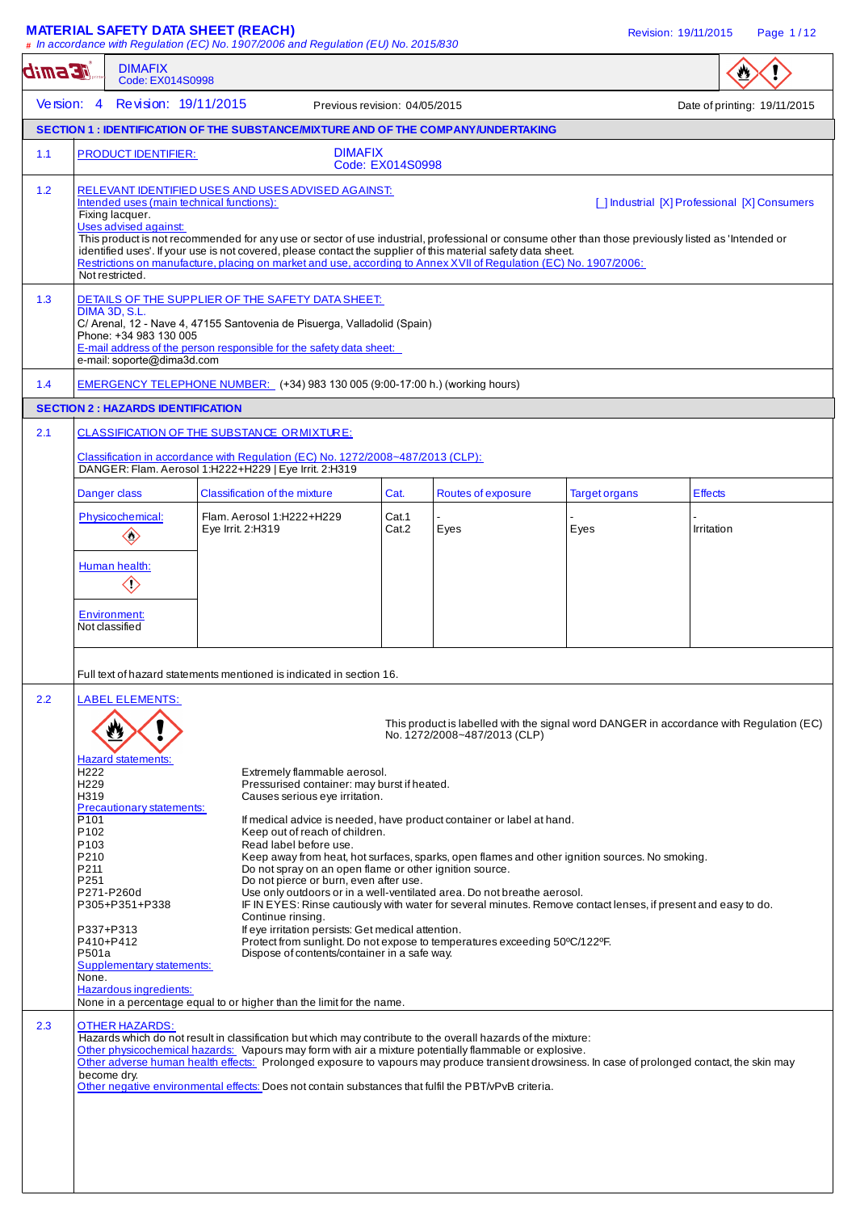# MATERIAL SAFETY DATA SHEET (REACH)

*# In accordance with Regulation (EC) No. 1907/2006 and Regulation (EU) No. 2015/830*

**DIMAFIX**
Code: EX014S0998

Version: 4 Revision: 19/11/2015 Previous revision: 04/05/2015 Date of printing: 19/11/2015

## SECTION 1 : IDENTIFICATION OF THE SUBSTANCE/MIXTURE AND OF THE COMPANY/UNDERTAKING

**1.1 PRODUCT IDENTIFIER:** DIMAFIX
Code: EX014S0998

**1.2 RELEVANT IDENTIFIED USES AND USES ADVISED AGAINST:**

Intended uses (main technical functions): [ ] Industrial [X] Professional [X] Consumers

Fixing lacquer.

Uses advised against:

This product is not recommended for any use or sector of use industrial, professional or consume other than those previously listed as 'Intended or identified uses'. If your use is not covered, please contact the supplier of this material safety data sheet.

Restrictions on manufacture, placing on market and use, according to Annex XVII of Regulation (EC) No. 1907/2006:

Not restricted.

**1.3 DETAILS OF THE SUPPLIER OF THE SAFETY DATA SHEET:**

DIMA 3D, S.L.
C/ Arenal, 12 - Nave 4, 47155 Santovenia de Pisuerga, Valladolid (Spain)
Phone: +34 983 130 005

E-mail address of the person responsible for the safety data sheet:
e-mail: soporte@dima3d.com

**1.4 EMERGENCY TELEPHONE NUMBER:** (+34) 983 130 005 (9:00-17:00 h.) (working hours)

## SECTION 2 : HAZARDS IDENTIFICATION

**2.1 CLASSIFICATION OF THE SUBSTANCE OR MIXTURE:**

Classification in accordance with Regulation (EC) No. 1272/2008~487/2013 (CLP):
DANGER: Flam. Aerosol 1:H222+H229 | Eye Irrit. 2:H319

| Danger class | Classification of the mixture | Cat. | Routes of exposure | Target organs | Effects |
|---|---|---|---|---|---|
| Physicochemical: | Flam. Aerosol 1:H222+H229 | Cat.1 | - | - | - |
| Human health: | Eye Irrit. 2:H319 | Cat.2 | Eyes | Eyes | Irritation |
| Environment: Not classified | | | | | |

Full text of hazard statements mentioned is indicated in section 16.

**2.2 LABEL ELEMENTS:**

This product is labelled with the signal word DANGER in accordance with Regulation (EC) No. 1272/2008~487/2013 (CLP)

Hazard statements:

| | |
|---|---|
| H222 | Extremely flammable aerosol. |
| H229 | Pressurised container: may burst if heated. |
| H319 | Causes serious eye irritation. |

Precautionary statements:

| | |
|---|---|
| P101 | If medical advice is needed, have product container or label at hand. |
| P102 | Keep out of reach of children. |
| P103 | Read label before use. |
| P210 | Keep away from heat, hot surfaces, sparks, open flames and other ignition sources. No smoking. |
| P211 | Do not spray on an open flame or other ignition source. |
| P251 | Do not pierce or burn, even after use. |
| P271-P260d | Use only outdoors or in a well-ventilated area. Do not breathe aerosol. |
| P305+P351+P338 | IF IN EYES: Rinse cautiously with water for several minutes. Remove contact lenses, if present and easy to do. Continue rinsing. |
| P337+P313 | If eye irritation persists: Get medical attention. |
| P410+P412 | Protect from sunlight. Do not expose to temperatures exceeding 50ºC/122ºF. |
| P501a | Dispose of contents/container in a safe way. |

Supplementary statements:
None.

Hazardous ingredients:
None in a percentage equal to or higher than the limit for the name.

**2.3 OTHER HAZARDS:**

Hazards which do not result in classification but which may contribute to the overall hazards of the mixture:

Other physicochemical hazards: Vapours may form with air a mixture potentially flammable or explosive.

Other adverse human health effects: Prolonged exposure to vapours may produce transient drowsiness. In case of prolonged contact, the skin may become dry.

Other negative environmental effects: Does not contain substances that fulfil the PBT/vPvB criteria.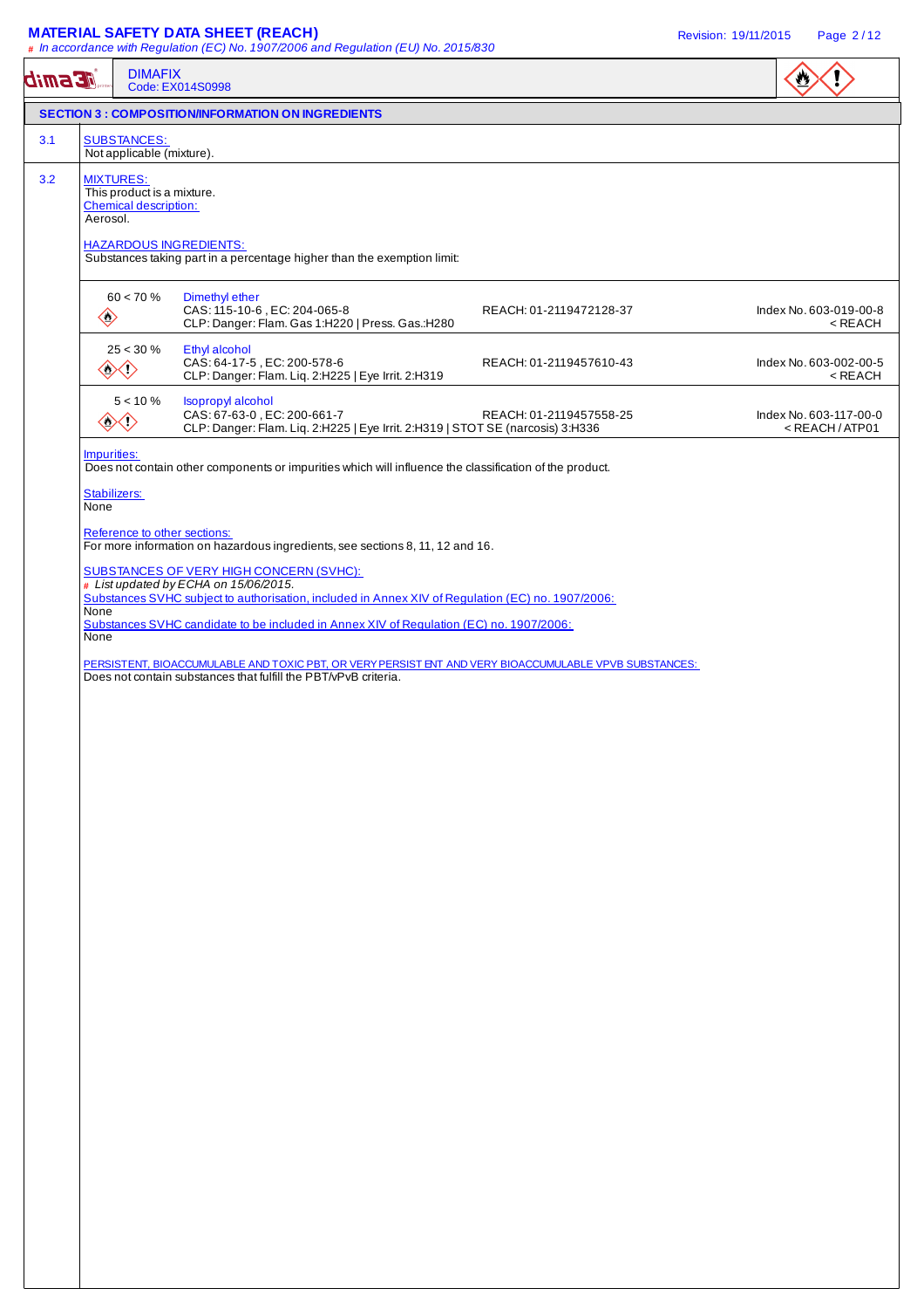## SECTION 3 : COMPOSITION/INFORMATION ON INGREDIENTS

**3.1 SUBSTANCES:**

Not applicable (mixture).

**3.2 MIXTURES:**

This product is a mixture.

Chemical description:

Aerosol.

HAZARDOUS INGREDIENTS:

Substances taking part in a percentage higher than the exemption limit:

| % | Substance | REACH | Index No. |
|---|---|---|---|
| 60 < 70 % | Dimethyl ether<br>CAS: 115-10-6 , EC: 204-065-8<br>CLP: Danger: Flam. Gas 1:H220 \| Press. Gas.:H280 | REACH: 01-2119472128-37 | Index No. 603-019-00-8<br>< REACH |
| 25 < 30 % | Ethyl alcohol<br>CAS: 64-17-5 , EC: 200-578-6<br>CLP: Danger: Flam. Liq. 2:H225 \| Eye Irrit. 2:H319 | REACH: 01-2119457610-43 | Index No. 603-002-00-5<br>< REACH |
| 5 < 10 % | Isopropyl alcohol<br>CAS: 67-63-0 , EC: 200-661-7<br>CLP: Danger: Flam. Liq. 2:H225 \| Eye Irrit. 2:H319 \| STOT SE (narcosis) 3:H336 | REACH: 01-2119457558-25 | Index No. 603-117-00-0<br>< REACH / ATP01 |

Impurities:

Does not contain other components or impurities which will influence the classification of the product.

Stabilizers:

None

Reference to other sections:

For more information on hazardous ingredients, see sections 8, 11, 12 and 16.

SUBSTANCES OF VERY HIGH CONCERN (SVHC):

# *List updated by ECHA on 15/06/2015.*

Substances SVHC subject to authorisation, included in Annex XIV of Regulation (EC) no. 1907/2006:

None

Substances SVHC candidate to be included in Annex XIV of Regulation (EC) no. 1907/2006:

None

PERSISTENT, BIOACCUMULABLE AND TOXIC PBT, OR VERY PERSISTENT AND VERY BIOACCUMULABLE VPVB SUBSTANCES:

Does not contain substances that fulfill the PBT/vPvB criteria.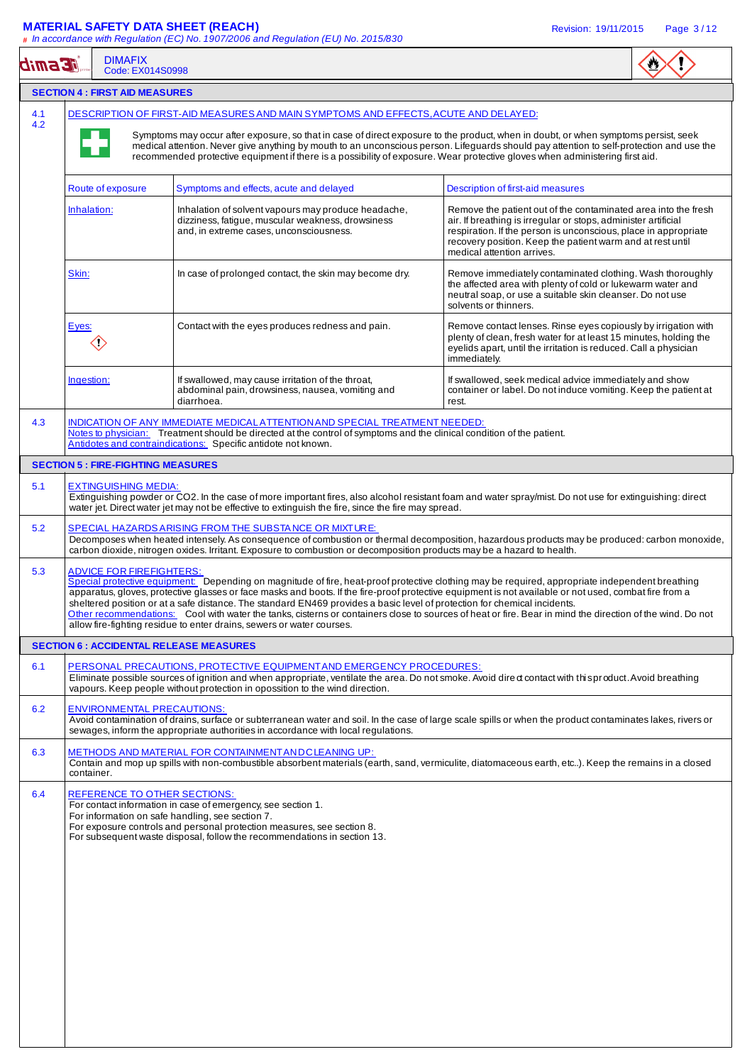## SECTION 4 : FIRST AID MEASURES

**4.1 4.2 DESCRIPTION OF FIRST-AID MEASURES AND MAIN SYMPTOMS AND EFFECTS, ACUTE AND DELAYED:**

Symptoms may occur after exposure, so that in case of direct exposure to the product, when in doubt, or when symptoms persist, seek medical attention. Never give anything by mouth to an unconscious person. Lifeguards should pay attention to self-protection and use the recommended protective equipment if there is a possibility of exposure. Wear protective gloves when administering first aid.

| Route of exposure | Symptoms and effects, acute and delayed | Description of first-aid measures |
| --- | --- | --- |
| Inhalation: | Inhalation of solvent vapours may produce headache, dizziness, fatigue, muscular weakness, drowsiness and, in extreme cases, unconsciousness. | Remove the patient out of the contaminated area into the fresh air. If breathing is irregular or stops, administer artificial respiration. If the person is unconscious, place in appropriate recovery position. Keep the patient warm and at rest until medical attention arrives. |
| Skin: | In case of prolonged contact, the skin may become dry. | Remove immediately contaminated clothing. Wash thoroughly the affected area with plenty of cold or lukewarm water and neutral soap, or use a suitable skin cleanser. Do not use solvents or thinners. |
| Eyes: | Contact with the eyes produces redness and pain. | Remove contact lenses. Rinse eyes copiously by irrigation with plenty of clean, fresh water for at least 15 minutes, holding the eyelids apart, until the irritation is reduced. Call a physician immediately. |
| Ingestion: | If swallowed, may cause irritation of the throat, abdominal pain, drowsiness, nausea, vomiting and diarrhoea. | If swallowed, seek medical advice immediately and show container or label. Do not induce vomiting. Keep the patient at rest. |

**4.3 INDICATION OF ANY IMMEDIATE MEDICAL ATTENTION AND SPECIAL TREATMENT NEEDED:**

Notes to physician: Treatment should be directed at the control of symptoms and the clinical condition of the patient.
Antidotes and contraindications: Specific antidote not known.

## SECTION 5 : FIRE-FIGHTING MEASURES

**5.1 EXTINGUISHING MEDIA:**

Extinguishing powder or $CO_2$. In the case of more important fires, also alcohol resistant foam and water spray/mist. Do not use for extinguishing: direct water jet. Direct water jet may not be effective to extinguish the fire, since the fire may spread.

**5.2 SPECIAL HAZARDS ARISING FROM THE SUBSTANCE OR MIXTURE:**

Decomposes when heated intensely. As consequence of combustion or thermal decomposition, hazardous products may be produced: carbon monoxide, carbon dioxide, nitrogen oxides. Irritant. Exposure to combustion or decomposition products may be a hazard to health.

**5.3 ADVICE FOR FIREFIGHTERS:**

Special protective equipment: Depending on magnitude of fire, heat-proof protective clothing may be required, appropriate independent breathing apparatus, gloves, protective glasses or face masks and boots. If the fire-proof protective equipment is not available or not used, combat fire from a sheltered position or at a safe distance. The standard EN469 provides a basic level of protection for chemical incidents.
Other recommendations: Cool with water the tanks, cisterns or containers close to sources of heat or fire. Bear in mind the direction of the wind. Do not allow fire-fighting residue to enter drains, sewers or water courses.

## SECTION 6 : ACCIDENTAL RELEASE MEASURES

**6.1 PERSONAL PRECAUTIONS, PROTECTIVE EQUIPMENT AND EMERGENCY PROCEDURES:**

Eliminate possible sources of ignition and when appropriate, ventilate the area. Do not smoke. Avoid direct contact with this product. Avoid breathing vapours. Keep people without protection in opossition to the wind direction.

**6.2 ENVIRONMENTAL PRECAUTIONS:**

Avoid contamination of drains, surface or subterranean water and soil. In the case of large scale spills or when the product contaminates lakes, rivers or sewages, inform the appropriate authorities in accordance with local regulations.

**6.3 METHODS AND MATERIAL FOR CONTAINMENT AND CLEANING UP:**

Contain and mop up spills with non-combustible absorbent materials (earth, sand, vermiculite, diatomaceous earth, etc..). Keep the remains in a closed container.

**6.4 REFERENCE TO OTHER SECTIONS:**

For contact information in case of emergency, see section 1.
For information on safe handling, see section 7.
For exposure controls and personal protection measures, see section 8.
For subsequent waste disposal, follow the recommendations in section 13.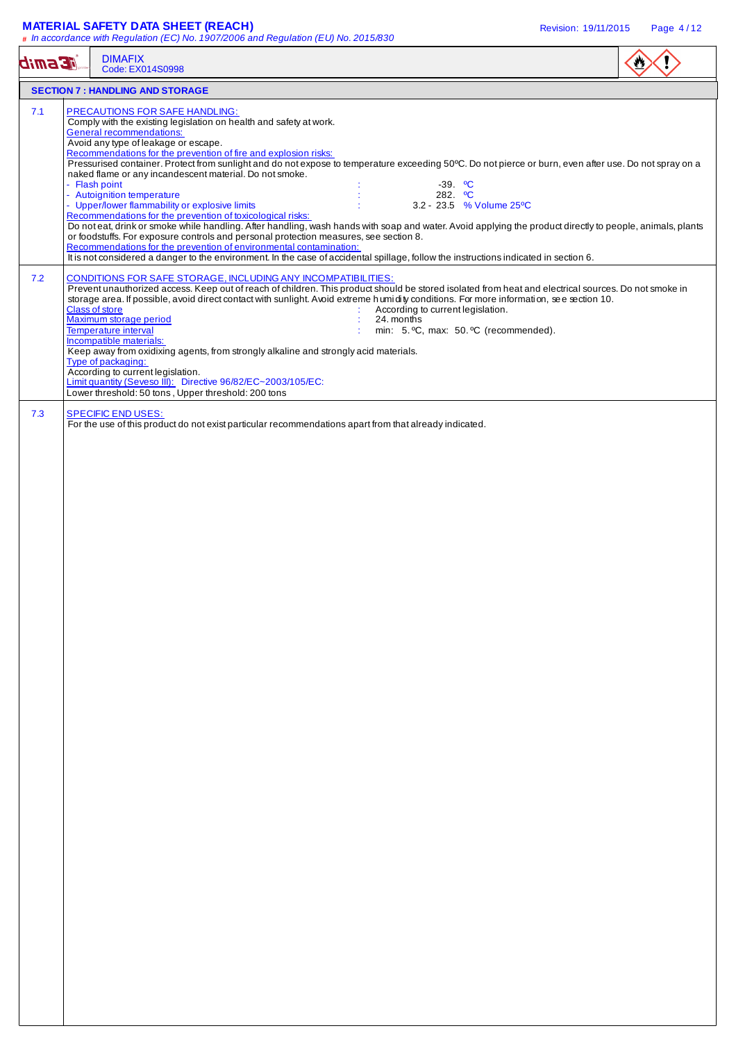**DIMAFIX**
Code: EX014S0998

## SECTION 7 : HANDLING AND STORAGE

### 7.1 PRECAUTIONS FOR SAFE HANDLING:

Comply with the existing legislation on health and safety at work.

**General recommendations:**

Avoid any type of leakage or escape.

**Recommendations for the prevention of fire and explosion risks:**

Pressurised container. Protect from sunlight and do not expose to temperature exceeding 50ºC. Do not pierce or burn, even after use. Do not spray on a naked flame or any incandescent material. Do not smoke.

| | | |
|---|---|---|
| - Flash point | : | -39. ºC |
| - Autoignition temperature | : | 282. ºC |
| - Upper/lower flammability or explosive limits | : | 3.2 - 23.5 % Volume 25ºC |

**Recommendations for the prevention of toxicological risks:**

Do not eat, drink or smoke while handling. After handling, wash hands with soap and water. Avoid applying the product directly to people, animals, plants or foodstuffs. For exposure controls and personal protection measures, see section 8.

**Recommendations for the prevention of environmental contamination:**

It is not considered a danger to the environment. In the case of accidental spillage, follow the instructions indicated in section 6.

### 7.2 CONDITIONS FOR SAFE STORAGE, INCLUDING ANY INCOMPATIBILITIES:

Prevent unauthorized access. Keep out of reach of children. This product should be stored isolated from heat and electrical sources. Do not smoke in storage area. If possible, avoid direct contact with sunlight. Avoid extreme humidity conditions. For more information, see section 10.

| | | |
|---|---|---|
| Class of store | : | According to current legislation. |
| Maximum storage period | : | 24. months |
| Temperature interval | : | min: 5. ºC, max: 50. ºC (recommended). |

**Incompatible materials:**

Keep away from oxidixing agents, from strongly alkaline and strongly acid materials.

**Type of packaging:**

According to current legislation.

**Limit quantity (Seveso III):** Directive 96/82/EC~2003/105/EC:

Lower threshold: 50 tons , Upper threshold: 200 tons

### 7.3 SPECIFIC END USES:

For the use of this product do not exist particular recommendations apart from that already indicated.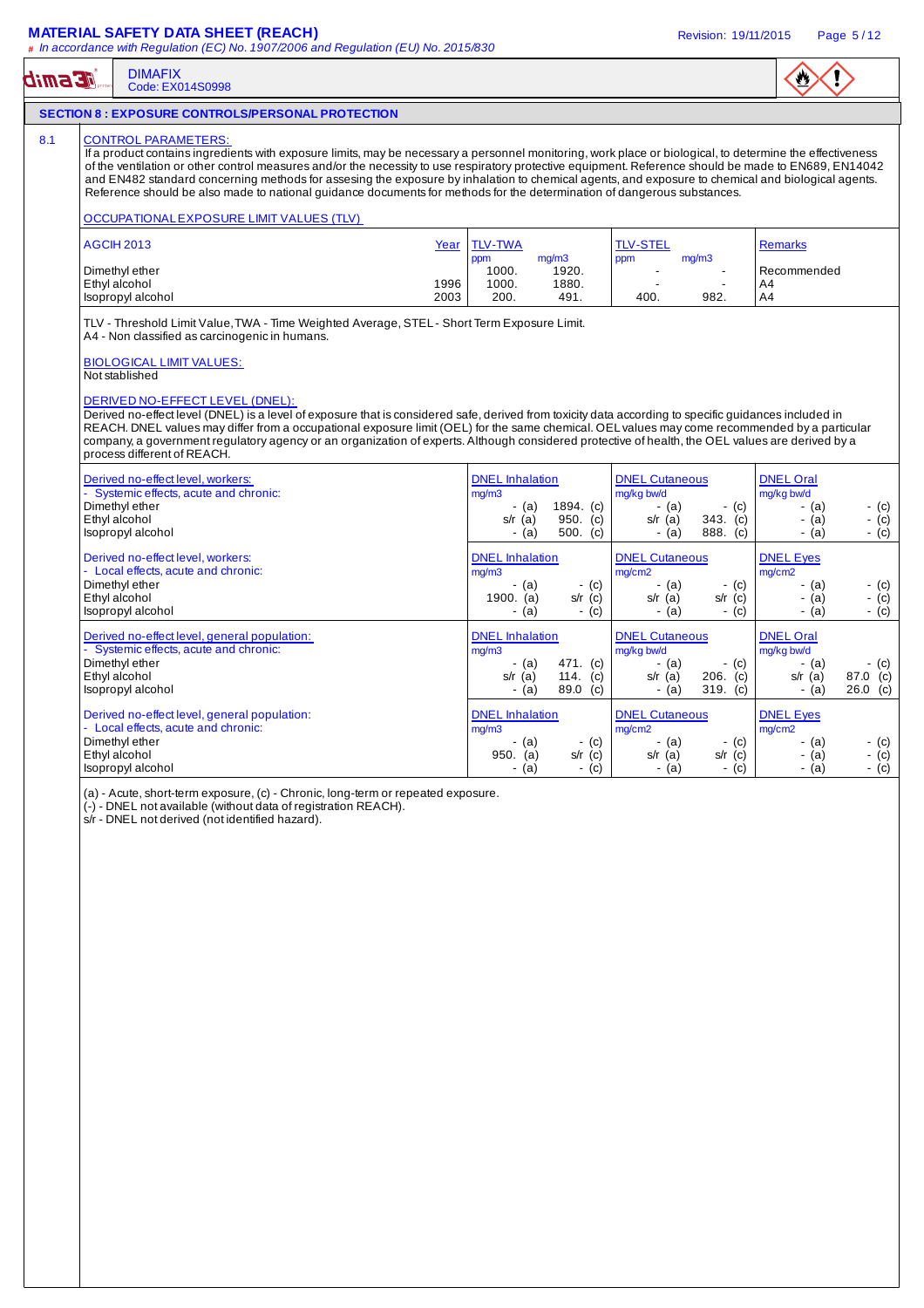# SECTION 8 : EXPOSURE CONTROLS/PERSONAL PROTECTION

## 8.1 CONTROL PARAMETERS:

If a product contains ingredients with exposure limits, may be necessary a personnel monitoring, work place or biological, to determine the effectiveness of the ventilation or other control measures and/or the necessity to use respiratory protective equipment. Reference should be made to EN689, EN14042 and EN482 standard concerning methods for assesing the exposure by inhalation to chemical agents, and exposure to chemical and biological agents. Reference should be also made to national guidance documents for methods for the determination of dangerous substances.

### OCCUPATIONAL EXPOSURE LIMIT VALUES (TLV)

| AGCIH 2013 | Year | TLV-TWA ppm | TLV-TWA mg/m3 | TLV-STEL ppm | TLV-STEL mg/m3 | Remarks |
|---|---|---|---|---|---|---|
| Dimethyl ether | | 1000. | 1920. | - | - | Recommended |
| Ethyl alcohol | 1996 | 1000. | 1880. | - | - | A4 |
| Isopropyl alcohol | 2003 | 200. | 491. | 400. | 982. | A4 |

TLV - Threshold Limit Value, TWA - Time Weighted Average, STEL - Short Term Exposure Limit.
A4 - Non classified as carcinogenic in humans.

### BIOLOGICAL LIMIT VALUES:

Not stablished

### DERIVED NO-EFFECT LEVEL (DNEL):

Derived no-effect level (DNEL) is a level of exposure that is considered safe, derived from toxicity data according to specific guidances included in REACH. DNEL values may differ from a occupational exposure limit (OEL) for the same chemical. OEL values may come recommended by a particular company, a government regulatory agency or an organization of experts. Although considered protective of health, the OEL values are derived by a process different of REACH.

| Derived no-effect level, workers: - Systemic effects, acute and chronic: | DNEL Inhalation mg/m3 | | DNEL Cutaneous mg/kg bw/d | | DNEL Oral mg/kg bw/d | |
|---|---|---|---|---|---|---|
| Dimethyl ether | - (a) | 1894. (c) | - (a) | - (c) | - (a) | - (c) |
| Ethyl alcohol | s/r (a) | 950. (c) | s/r (a) | 343. (c) | - (a) | - (c) |
| Isopropyl alcohol | - (a) | 500. (c) | - (a) | 888. (c) | - (a) | - (c) |

| Derived no-effect level, workers: - Local effects, acute and chronic: | DNEL Inhalation mg/m3 | | DNEL Cutaneous mg/cm2 | | DNEL Eyes mg/cm2 | |
|---|---|---|---|---|---|---|
| Dimethyl ether | - (a) | - (c) | - (a) | - (c) | - (a) | - (c) |
| Ethyl alcohol | 1900. (a) | s/r (c) | s/r (a) | s/r (c) | - (a) | - (c) |
| Isopropyl alcohol | - (a) | - (c) | - (a) | - (c) | - (a) | - (c) |

| Derived no-effect level, general population: - Systemic effects, acute and chronic: | DNEL Inhalation mg/m3 | | DNEL Cutaneous mg/kg bw/d | | DNEL Oral mg/kg bw/d | |
|---|---|---|---|---|---|---|
| Dimethyl ether | - (a) | 471. (c) | - (a) | - (c) | - (a) | - (c) |
| Ethyl alcohol | s/r (a) | 114. (c) | s/r (a) | 206. (c) | s/r (a) | 87.0 (c) |
| Isopropyl alcohol | - (a) | 89.0 (c) | - (a) | 319. (c) | - (a) | 26.0 (c) |

| Derived no-effect level, general population: - Local effects, acute and chronic: | DNEL Inhalation mg/m3 | | DNEL Cutaneous mg/cm2 | | DNEL Eyes mg/cm2 | |
|---|---|---|---|---|---|---|
| Dimethyl ether | - (a) | - (c) | - (a) | - (c) | - (a) | - (c) |
| Ethyl alcohol | 950. (a) | s/r (c) | s/r (a) | s/r (c) | - (a) | - (c) |
| Isopropyl alcohol | - (a) | - (c) | - (a) | - (c) | - (a) | - (c) |

(a) - Acute, short-term exposure, (c) - Chronic, long-term or repeated exposure.
(-) - DNEL not available (without data of registration REACH).
s/r - DNEL not derived (not identified hazard).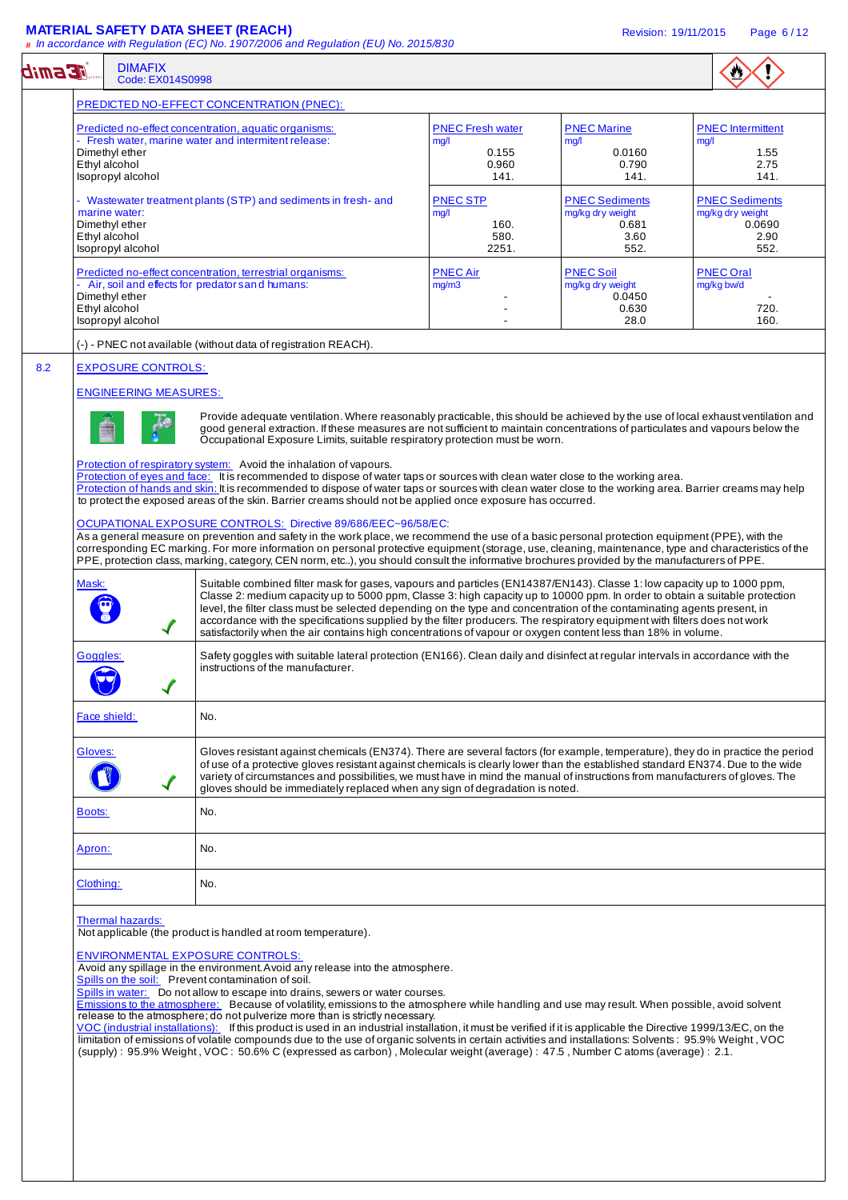### PREDICTED NO-EFFECT CONCENTRATION (PNEC):

| Predicted no-effect concentration, aquatic organisms: - Fresh water, marine water and intermitent release: | PNEC Fresh water mg/l | PNEC Marine mg/l | PNEC Intermittent mg/l |
|---|---|---|---|
| Dimethyl ether | 0.155 | 0.0160 | 1.55 |
| Ethyl alcohol | 0.960 | 0.790 | 2.75 |
| Isopropyl alcohol | 141. | 141. | 141. |
| **- Wastewater treatment plants (STP) and sediments in fresh- and marine water:** | **PNEC STP mg/l** | **PNEC Sediments mg/kg dry weight** | **PNEC Sediments mg/kg dry weight** |
| Dimethyl ether | 160. | 0.681 | 0.0690 |
| Ethyl alcohol | 580. | 3.60 | 2.90 |
| Isopropyl alcohol | 2251. | 552. | 552. |
| **Predicted no-effect concentration, terrestrial organisms: - Air, soil and effects for predators and humans:** | **PNEC Air mg/m3** | **PNEC Soil mg/kg dry weight** | **PNEC Oral mg/kg bw/d** |
| Dimethyl ether | - | 0.0450 | - |
| Ethyl alcohol | - | 0.630 | 720. |
| Isopropyl alcohol | - | 28.0 | 160. |

(-) - PNEC not available (without data of registration REACH).

## 8.2 EXPOSURE CONTROLS:

### ENGINEERING MEASURES:

Provide adequate ventilation. Where reasonably practicable, this should be achieved by the use of local exhaust ventilation and good general extraction. If these measures are not sufficient to maintain concentrations of particulates and vapours below the Occupational Exposure Limits, suitable respiratory protection must be worn.

Protection of respiratory system: Avoid the inhalation of vapours.
Protection of eyes and face: It is recommended to dispose of water taps or sources with clean water close to the working area.
Protection of hands and skin: It is recommended to dispose of water taps or sources with clean water close to the working area. Barrier creams may help to protect the exposed areas of the skin. Barrier creams should not be applied once exposure has occurred.

### OCUPATIONAL EXPOSURE CONTROLS: Directive 89/686/EEC~96/58/EC:

As a general measure on prevention and safety in the work place, we recommend the use of a basic personal protection equipment (PPE), with the corresponding EC marking. For more information on personal protective equipment (storage, use, cleaning, maintenance, type and characteristics of the PPE, protection class, marking, category, CEN norm, etc..), you should consult the informative brochures provided by the manufacturers of PPE.

| | |
|---|---|
| Mask: ✓ | Suitable combined filter mask for gases, vapours and particles (EN14387/EN143). Classe 1: low capacity up to 1000 ppm, Classe 2: medium capacity up to 5000 ppm, Classe 3: high capacity up to 10000 ppm. In order to obtain a suitable protection level, the filter class must be selected depending on the type and concentration of the contaminating agents present, in accordance with the specifications supplied by the filter producers. The respiratory equipment with filters does not work satisfactorily when the air contains high concentrations of vapour or oxygen content less than 18% in volume. |
| Goggles: ✓ | Safety goggles with suitable lateral protection (EN166). Clean daily and disinfect at regular intervals in accordance with the instructions of the manufacturer. |
| Face shield: | No. |
| Gloves: ✓ | Gloves resistant against chemicals (EN374). There are several factors (for example, temperature), they do in practice the period of use of a protective gloves resistant against chemicals is clearly lower than the established standard EN374. Due to the wide variety of circumstances and possibilities, we must have in mind the manual of instructions from manufacturers of gloves. The gloves should be immediately replaced when any sign of degradation is noted. |
| Boots: | No. |
| Apron: | No. |
| Clothing: | No. |

Thermal hazards:
Not applicable (the product is handled at room temperature).

### ENVIRONMENTAL EXPOSURE CONTROLS:

Avoid any spillage in the environment. Avoid any release into the atmosphere.
Spills on the soil: Prevent contamination of soil.
Spills in water: Do not allow to escape into drains, sewers or water courses.
Emissions to the atmosphere: Because of volatility, emissions to the atmosphere while handling and use may result. When possible, avoid solvent release to the atmosphere; do not pulverize more than is strictly necessary.
VOC (industrial installations): If this product is used in an industrial installation, it must be verified if it is applicable the Directive 1999/13/EC, on the limitation of emissions of volatile compounds due to the use of organic solvents in certain activities and installations: Solvents : 95.9% Weight , VOC (supply) : 95.9% Weight , VOC : 50.6% C (expressed as carbon) , Molecular weight (average) : 47.5 , Number C atoms (average) : 2.1.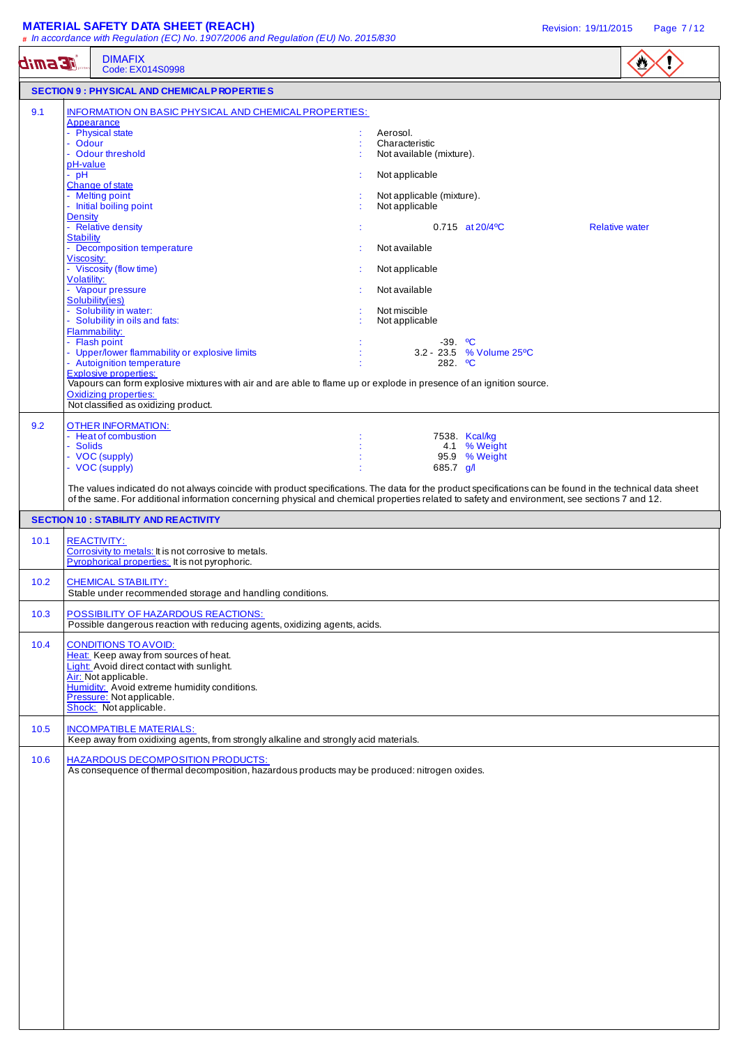## SECTION 9 : PHYSICAL AND CHEMICAL PROPERTIES

**9.1 INFORMATION ON BASIC PHYSICAL AND CHEMICAL PROPERTIES:**

Appearance
- Physical state : Aerosol.
- Odour : Characteristic
- Odour threshold : Not available (mixture).

pH-value
- pH : Not applicable

Change of state
- Melting point : Not applicable (mixture).
- Initial boiling point : Not applicable

Density
- Relative density : 0.715 at 20/4ºC Relative water

Stability
- Decomposition temperature : Not available

Viscosity:
- Viscosity (flow time) : Not applicable

Volatility:
- Vapour pressure : Not available

Solubility(ies)
- Solubility in water: : Not miscible
- Solubility in oils and fats: : Not applicable

Flammability:
- Flash point : -39. ºC
- Upper/lower flammability or explosive limits : 3.2 - 23.5 % Volume 25ºC
- Autoignition temperature : 282. ºC

Explosive properties:
Vapours can form explosive mixtures with air and are able to flame up or explode in presence of an ignition source.

Oxidizing properties:
Not classified as oxidizing product.

**9.2 OTHER INFORMATION:**
- Heat of combustion : 7538. Kcal/kg
- Solids : 4.1 % Weight
- VOC (supply) : 95.9 % Weight
- VOC (supply) : 685.7 g/l

The values indicated do not always coincide with product specifications. The data for the product specifications can be found in the technical data sheet of the same. For additional information concerning physical and chemical properties related to safety and environment, see sections 7 and 12.

## SECTION 10 : STABILITY AND REACTIVITY

**10.1 REACTIVITY:**
Corrosivity to metals: It is not corrosive to metals.
Pyrophorical properties: It is not pyrophoric.

**10.2 CHEMICAL STABILITY:**
Stable under recommended storage and handling conditions.

**10.3 POSSIBILITY OF HAZARDOUS REACTIONS:**
Possible dangerous reaction with reducing agents, oxidizing agents, acids.

**10.4 CONDITIONS TO AVOID:**
Heat: Keep away from sources of heat.
Light: Avoid direct contact with sunlight.
Air: Not applicable.
Humidity: Avoid extreme humidity conditions.
Pressure: Not applicable.
Shock: Not applicable.

**10.5 INCOMPATIBLE MATERIALS:**
Keep away from oxidizing agents, from strongly alkaline and strongly acid materials.

**10.6 HAZARDOUS DECOMPOSITION PRODUCTS:**
As consequence of thermal decomposition, hazardous products may be produced: nitrogen oxides.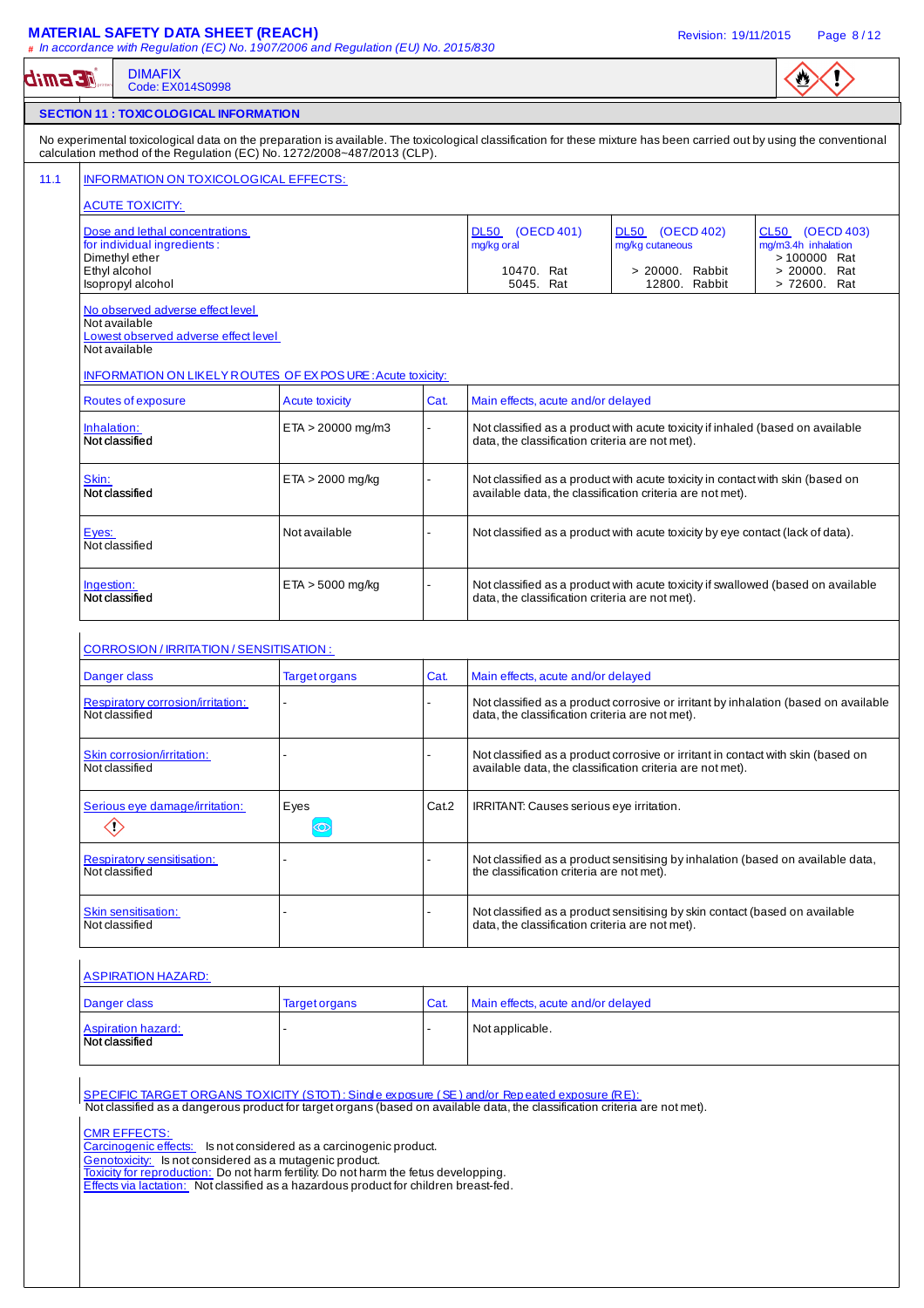# MATERIAL SAFETY DATA SHEET (REACH)

*# In accordance with Regulation (EC) No. 1907/2006 and Regulation (EU) No. 2015/830*

Revision: 19/11/2015

DIMAFIX
Code: EX014S0998

## SECTION 11 : TOXICOLOGICAL INFORMATION

No experimental toxicological data on the preparation is available. The toxicological classification for these mixture has been carried out by using the conventional calculation method of the Regulation (EC) No. 1272/2008~487/2013 (CLP).

### 11.1 INFORMATION ON TOXICOLOGICAL EFFECTS:

**ACUTE TOXICITY:**

| Dose and lethal concentrations for individual ingredients : | DL50 (OECD 401) mg/kg oral | DL50 (OECD 402) mg/kg cutaneous | CL50 (OECD 403) mg/m3.4h inhalation |
|---|---|---|---|
| Dimethyl ether | | | > 100000 Rat |
| Ethyl alcohol | 10470. Rat | > 20000. Rabbit | > 20000. Rat |
| Isopropyl alcohol | 5045. Rat | 12800. Rabbit | > 72600. Rat |

No observed adverse effect level
Not available
Lowest observed adverse effect level
Not available

**INFORMATION ON LIKELY ROUTES OF EXPOSURE : Acute toxicity:**

| Routes of exposure | Acute toxicity | Cat. | Main effects, acute and/or delayed |
|---|---|---|---|
| Inhalation: Not classified | ETA > 20000 mg/m3 | - | Not classified as a product with acute toxicity if inhaled (based on available data, the classification criteria are not met). |
| Skin: Not classified | ETA > 2000 mg/kg | - | Not classified as a product with acute toxicity in contact with skin (based on available data, the classification criteria are not met). |
| Eyes: Not classified | Not available | - | Not classified as a product with acute toxicity by eye contact (lack of data). |
| Ingestion: Not classified | ETA > 5000 mg/kg | - | Not classified as a product with acute toxicity if swallowed (based on available data, the classification criteria are not met). |

**CORROSION / IRRITATION / SENSITISATION :**

| Danger class | Target organs | Cat. | Main effects, acute and/or delayed |
|---|---|---|---|
| Respiratory corrosion/irritation: Not classified | - | - | Not classified as a product corrosive or irritant by inhalation (based on available data, the classification criteria are not met). |
| Skin corrosion/irritation: Not classified | - | - | Not classified as a product corrosive or irritant in contact with skin (based on available data, the classification criteria are not met). |
| Serious eye damage/irritation: | Eyes | Cat.2 | IRRITANT: Causes serious eye irritation. |
| Respiratory sensitisation: Not classified | - | - | Not classified as a product sensitising by inhalation (based on available data, the classification criteria are not met). |
| Skin sensitisation: Not classified | - | - | Not classified as a product sensitising by skin contact (based on available data, the classification criteria are not met). |

**ASPIRATION HAZARD:**

| Danger class | Target organs | Cat. | Main effects, acute and/or delayed |
|---|---|---|---|
| Aspiration hazard: Not classified | - | - | Not applicable. |

**SPECIFIC TARGET ORGANS TOXICITY (STOT): Single exposure (SE) and/or Repeated exposure (RE):**
Not classified as a dangerous product for target organs (based on available data, the classification criteria are not met).

**CMR EFFECTS:**
Carcinogenic effects: Is not considered as a carcinogenic product.
Genotoxicity: Is not considered as a mutagenic product.
Toxicity for reproduction: Do not harm fertility. Do not harm the fetus developping.
Effects via lactation: Not classified as a hazardous product for children breast-fed.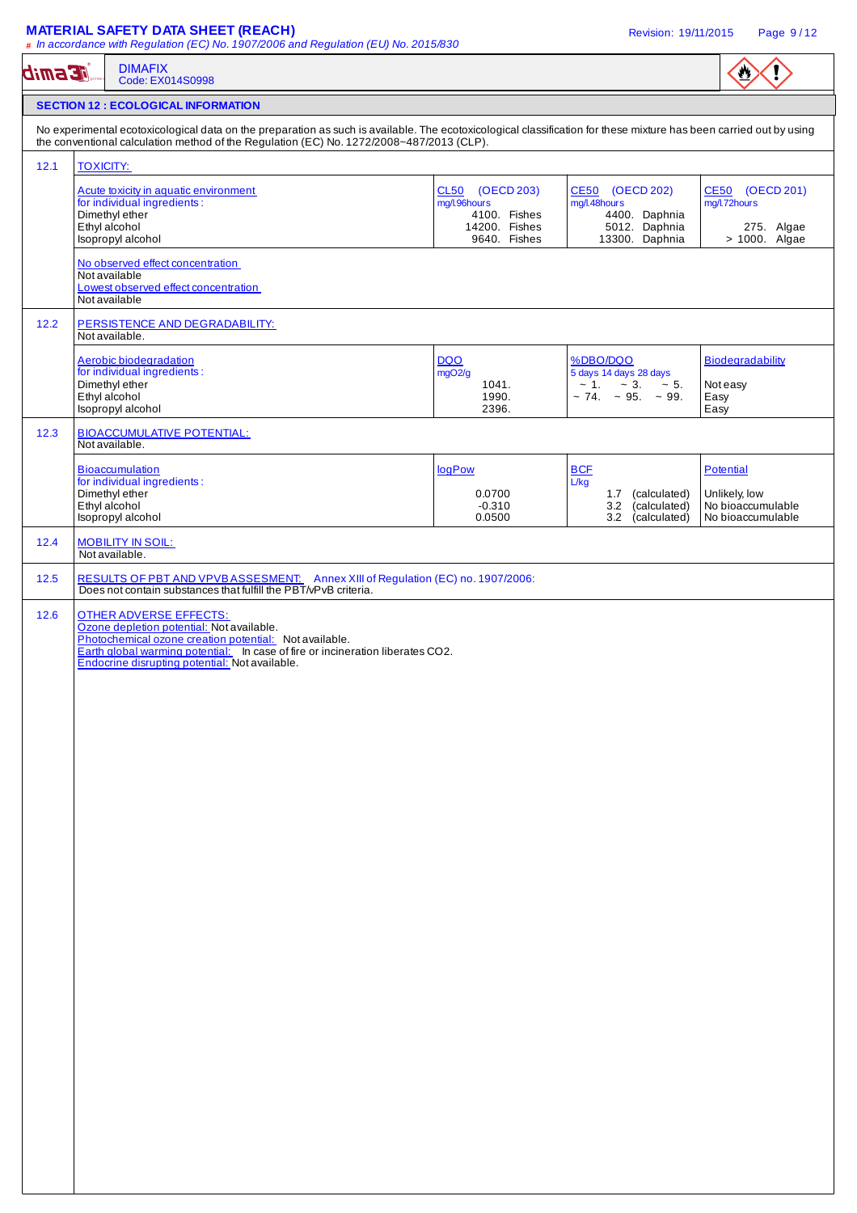## SECTION 12 : ECOLOGICAL INFORMATION

No experimental ecotoxicological data on the preparation as such is available. The ecotoxicological classification for these mixture has been carried out by using the conventional calculation method of the Regulation (EC) No. 1272/2008~487/2013 (CLP).

### 12.1 TOXICITY:

| Acute toxicity in aquatic environment for individual ingredients : | CL50 (OECD 203) mg/l.96hours | CE50 (OECD 202) mg/l.48hours | CE50 (OECD 201) mg/l.72hours |
|---|---|---|---|
| Dimethyl ether | 4100. Fishes | 4400. Daphnia | |
| Ethyl alcohol | 14200. Fishes | 5012. Daphnia | 275. Algae |
| Isopropyl alcohol | 9640. Fishes | 13300. Daphnia | > 1000. Algae |

No observed effect concentration
Not available
Lowest observed effect concentration
Not available

### 12.2 PERSISTENCE AND DEGRADABILITY:

Not available.

| Aerobic biodegradation for individual ingredients : | DQO mgO2/g | %DBO/DQO 5 days 14 days 28 days | Biodegradability |
|---|---|---|---|
| Dimethyl ether | 1041. | ~ 1. ~ 3. ~ 5. | Not easy |
| Ethyl alcohol | 1990. | ~ 74. ~ 95. ~ 99. | Easy |
| Isopropyl alcohol | 2396. | | Easy |

### 12.3 BIOACCUMULATIVE POTENTIAL:

Not available.

| Bioaccumulation for individual ingredients : | logPow | BCF L/kg | Potential |
|---|---|---|---|
| Dimethyl ether | 0.0700 | 1.7 (calculated) | Unlikely, low |
| Ethyl alcohol | -0.310 | 3.2 (calculated) | No bioaccumulable |
| Isopropyl alcohol | 0.0500 | 3.2 (calculated) | No bioaccumulable |

### 12.4 MOBILITY IN SOIL:

Not available.

### 12.5 RESULTS OF PBT AND VPVB ASSESMENT: Annex XIII of Regulation (EC) no. 1907/2006:

Does not contain substances that fulfill the PBT/vPvB criteria.

### 12.6 OTHER ADVERSE EFFECTS:

Ozone depletion potential: Not available.
Photochemical ozone creation potential: Not available.
Earth global warming potential: In case of fire or incineration liberates $CO_2$.
Endocrine disrupting potential: Not available.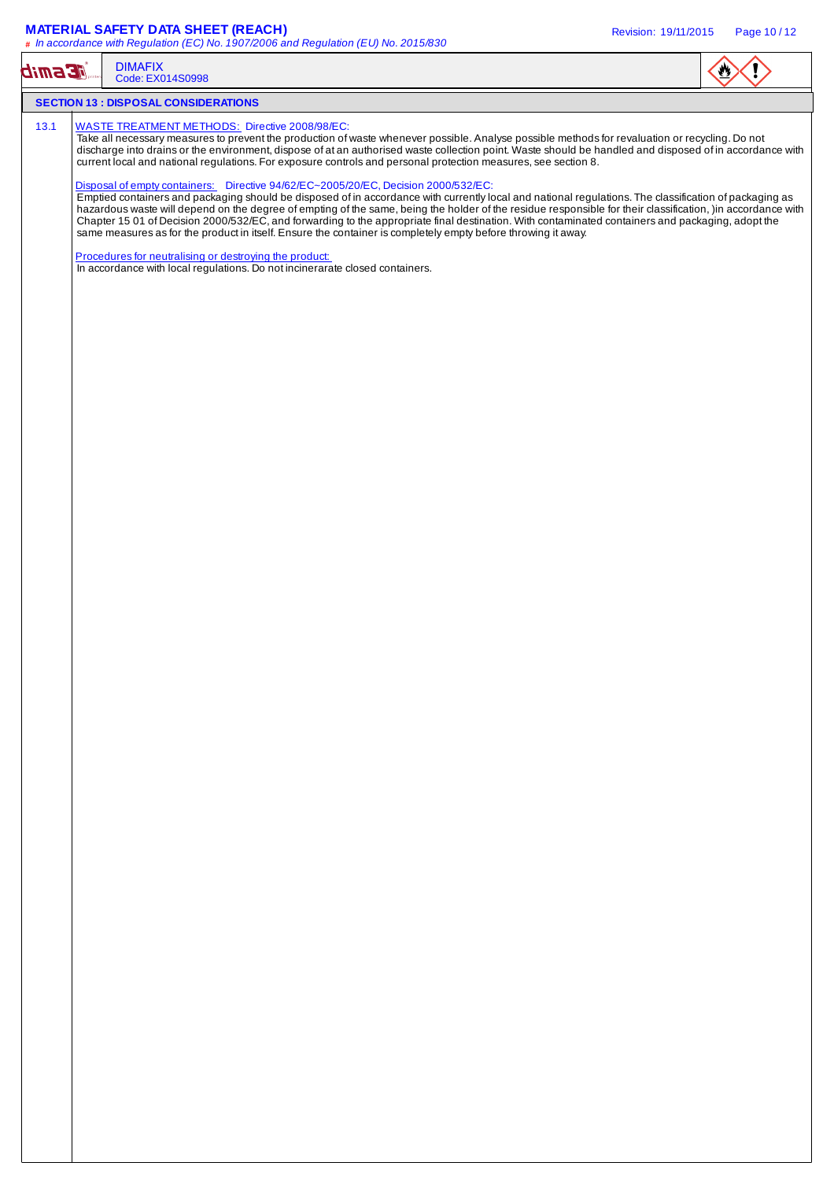## SECTION 13 : DISPOSAL CONSIDERATIONS

13.1 WASTE TREATMENT METHODS: Directive 2008/98/EC:

Take all necessary measures to prevent the production of waste whenever possible. Analyse possible methods for revaluation or recycling. Do not discharge into drains or the environment, dispose of at an authorised waste collection point. Waste should be handled and disposed of in accordance with current local and national regulations. For exposure controls and personal protection measures, see section 8.

Disposal of empty containers: Directive 94/62/EC~2005/20/EC, Decision 2000/532/EC:

Emptied containers and packaging should be disposed of in accordance with currently local and national regulations. The classification of packaging as hazardous waste will depend on the degree of empting of the same, being the holder of the residue responsible for their classification, )in accordance with Chapter 15 01 of Decision 2000/532/EC, and forwarding to the appropriate final destination. With contaminated containers and packaging, adopt the same measures as for the product in itself. Ensure the container is completely empty before throwing it away.

Procedures for neutralising or destroying the product:

In accordance with local regulations. Do not incinerarate closed containers.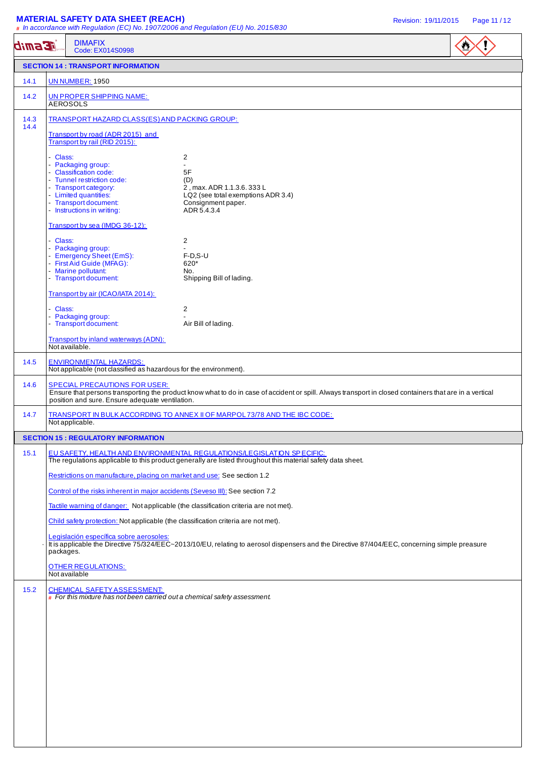**DIMAFIX**
Code: EX014S0998

## SECTION 14 : TRANSPORT INFORMATION

**14.1** UN NUMBER: 1950

**14.2** UN PROPER SHIPPING NAME:
AEROSOLS

**14.3 14.4** TRANSPORT HAZARD CLASS(ES) AND PACKING GROUP:

Transport by road (ADR 2015) and
Transport by rail (RID 2015):

- Class: 2
- Packaging group: -
- Classification code: 5F
- Tunnel restriction code: (D)
- Transport category: 2 , max. ADR 1.1.3.6. 333 L
- Limited quantities: LQ2 (see total exemptions ADR 3.4)
- Transport document: Consignment paper.
- Instructions in writing: ADR 5.4.3.4

Transport by sea (IMDG 36-12):

- Class: 2
- Packaging group: -
- Emergency Sheet (EmS): F-D,S-U
- First Aid Guide (MFAG): 620*
- Marine pollutant: No.
- Transport document: Shipping Bill of lading.

Transport by air (ICAO/IATA 2014):

- Class: 2
- Packaging group: -
- Transport document: Air Bill of lading.

Transport by inland waterways (ADN):
Not available.

**14.5** ENVIRONMENTAL HAZARDS:
Not applicable (not classified as hazardous for the environment).

**14.6** SPECIAL PRECAUTIONS FOR USER:
Ensure that persons transporting the product know what to do in case of accident or spill. Always transport in closed containers that are in a vertical position and sure. Ensure adequate ventilation.

**14.7** TRANSPORT IN BULK ACCORDING TO ANNEX II OF MARPOL 73/78 AND THE IBC CODE:
Not applicable.

## SECTION 15 : REGULATORY INFORMATION

**15.1** EU SAFETY, HEALTH AND ENVIRONMENTAL REGULATIONS/LEGISLATION SPECIFIC:
The regulations applicable to this product generally are listed throughout this material safety data sheet.

Restrictions on manufacture, placing on market and use: See section 1.2

Control of the risks inherent in major accidents (Seveso III): See section 7.2

Tactile warning of danger: Not applicable (the classification criteria are not met).

Child safety protection: Not applicable (the classification criteria are not met).

Legislación específica sobre aerosoles:
- It is applicable the Directive 75/324/EEC~2013/10/EU, relating to aerosol dispensers and the Directive 87/404/EEC, concerning simple preasure packages.

OTHER REGULATIONS:
Not available

**15.2** CHEMICAL SAFETY ASSESSMENT:
# *For this mixture has not been carried out a chemical safety assessment.*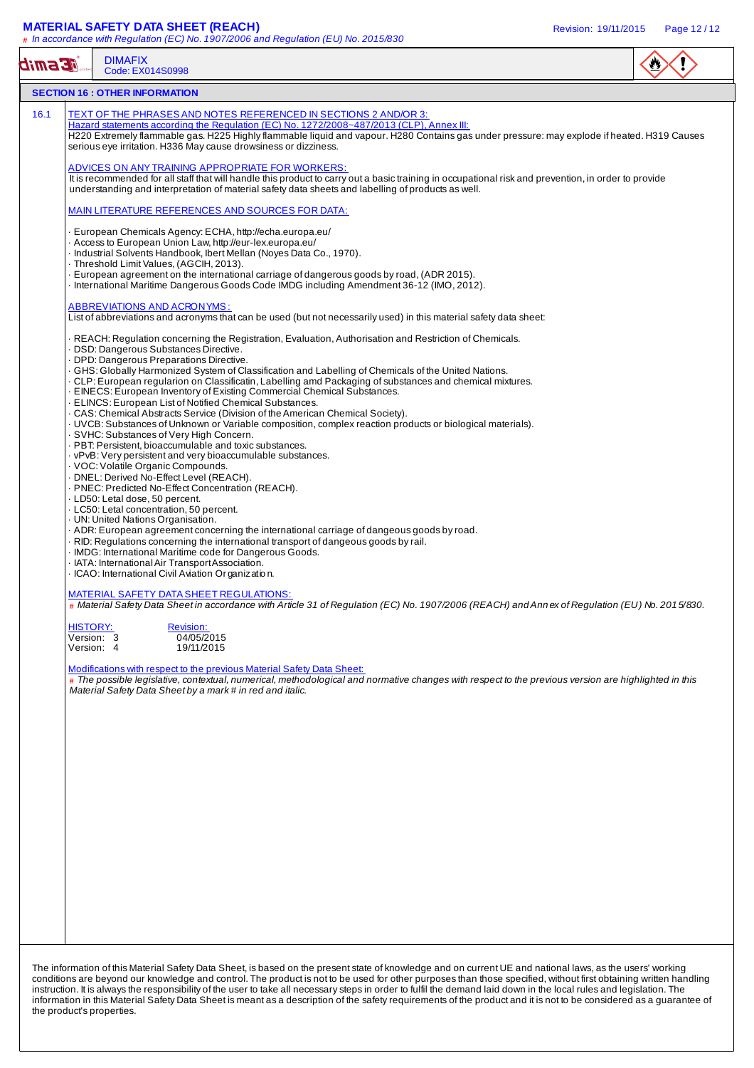DIMAFIX
Code: EX014S0998

## SECTION 16 : OTHER INFORMATION

16.1

TEXT OF THE PHRASES AND NOTES REFERENCED IN SECTIONS 2 AND/OR 3:
Hazard statements according the Regulation (EC) No. 1272/2008~487/2013 (CLP), Annex III:
H220 Extremely flammable gas. H225 Highly flammable liquid and vapour. H280 Contains gas under pressure: may explode if heated. H319 Causes serious eye irritation. H336 May cause drowsiness or dizziness.

ADVICES ON ANY TRAINING APPROPRIATE FOR WORKERS:
It is recommended for all staff that will handle this product to carry out a basic training in occupational risk and prevention, in order to provide understanding and interpretation of material safety data sheets and labelling of products as well.

MAIN LITERATURE REFERENCES AND SOURCES FOR DATA:

· European Chemicals Agency: ECHA, http://echa.europa.eu/
· Access to European Union Law, http://eur-lex.europa.eu/
· Industrial Solvents Handbook, Ibert Mellan (Noyes Data Co., 1970).
· Threshold Limit Values, (AGCIH, 2013).
· European agreement on the international carriage of dangerous goods by road, (ADR 2015).
· International Maritime Dangerous Goods Code IMDG including Amendment 36-12 (IMO, 2012).

ABBREVIATIONS AND ACRONYMS:
List of abbreviations and acronyms that can be used (but not necessarily used) in this material safety data sheet:

· REACH: Regulation concerning the Registration, Evaluation, Authorisation and Restriction of Chemicals.
· DSD: Dangerous Substances Directive.
· DPD: Dangerous Preparations Directive.
· GHS: Globally Harmonized System of Classification and Labelling of Chemicals of the United Nations.
· CLP: European regulation on Classificatin, Labelling amd Packaging of substances and chemical mixtures.
· EINECS: European Inventory of Existing Commercial Chemical Substances.
· ELINCS: European List of Notified Chemical Substances.
· CAS: Chemical Abstracts Service (Division of the American Chemical Society).
· UVCB: Substances of Unknown or Variable composition, complex reaction products or biological materials).
· SVHC: Substances of Very High Concern.
· PBT: Persistent, bioaccumulable and toxic substances.
· vPvB: Very persistent and very bioaccumulable substances.
· VOC: Volatile Organic Compounds.
· DNEL: Derived No-Effect Level (REACH).
· PNEC: Predicted No-Effect Concentration (REACH).
· LD50: Letal dose, 50 percent.
· LC50: Letal concentration, 50 percent.
· UN: United Nations Organisation.
· ADR: European agreement concerning the international carriage of dangeous goods by road.
· RID: Regulations concerning the international transport of dangeous goods by rail.
· IMDG: International Maritime code for Dangerous Goods.
· IATA: International Air Transport Association.
· ICAO: International Civil Aviation Organization.

MATERIAL SAFETY DATA SHEET REGULATIONS:
# *Material Safety Data Sheet in accordance with Article 31 of Regulation (EC) No. 1907/2006 (REACH) and Annex of Regulation (EU) No. 2015/830.*

| HISTORY: | Revision: |
| --- | --- |
| Version: 3 | 04/05/2015 |
| Version: 4 | 19/11/2015 |

Modifications with respect to the previous Material Safety Data Sheet:
# *The possible legislative, contextual, numerical, methodological and normative changes with respect to the previous version are highlighted in this Material Safety Data Sheet by a mark # in red and italic.*

The information of this Material Safety Data Sheet, is based on the present state of knowledge and on current UE and national laws, as the users' working conditions are beyond our knowledge and control. The product is not to be used for other purposes than those specified, without first obtaining written handling instruction. It is always the responsibility of the user to take all necessary steps in order to fulfil the demand laid down in the local rules and legislation. The information in this Material Safety Data Sheet is meant as a description of the safety requirements of the product and it is not to be considered as a guarantee of the product's properties.